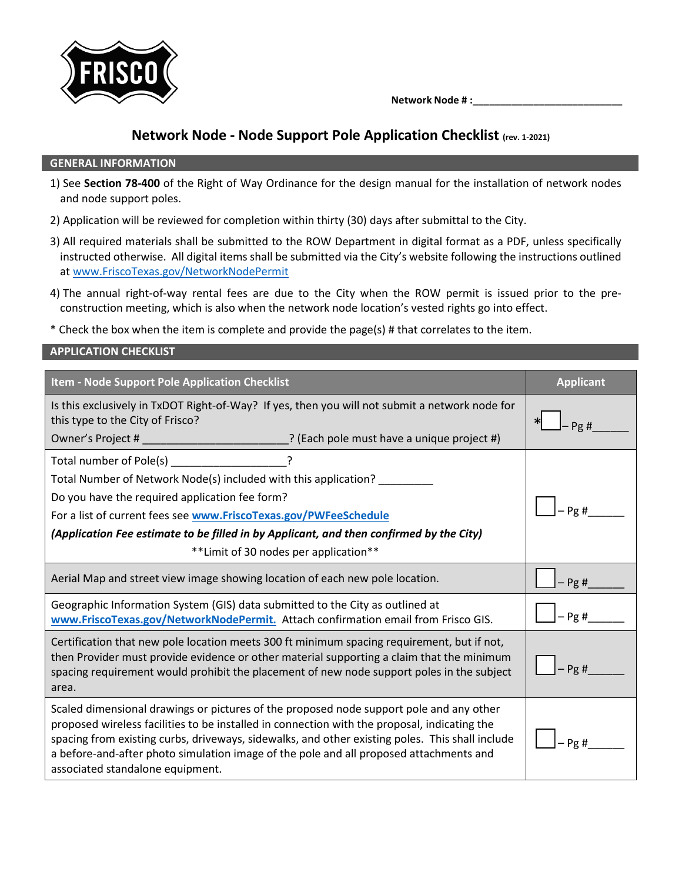Network Node # :___________________________

# Network Node - Node Support Pole Application Checklist (rev. 1-2021)

## GENERAL INFORMATION

1) See **Section 78-400** of the Right of Way Ordinance for the design manual for the installation of network nodes and node support poles.
2) Application will be reviewed for completion within thirty (30) days after submittal to the City.
3) All required materials shall be submitted to the ROW Department in digital format as a PDF, unless specifically instructed otherwise. All digital items shall be submitted via the City's website following the instructions outlined at www.FriscoTexas.gov/NetworkNodePermit
4) The annual right-of-way rental fees are due to the City when the ROW permit is issued prior to the pre-construction meeting, which is also when the network node location's vested rights go into effect.

* Check the box when the item is complete and provide the page(s) # that correlates to the item.

## APPLICATION CHECKLIST

| Item - Node Support Pole Application Checklist | Applicant |
|---|---|
| Is this exclusively in TxDOT Right-of-Way? If yes, then you will not submit a network node for this type to the City of Frisco?<br>Owner's Project # ________________________? (Each pole must have a unique project #) | *☐ – Pg #______ |
| Total number of Pole(s) ___________________?<br>Total Number of Network Node(s) included with this application? _________<br>Do you have the required application fee form?<br>For a list of current fees see **www.FriscoTexas.gov/PWFeeSchedule**<br>***(Application Fee estimate to be filled in by Applicant, and then confirmed by the City)***<br>**Limit of 30 nodes per application** | ☐ – Pg #______ |
| Aerial Map and street view image showing location of each new pole location. | ☐ – Pg #______ |
| Geographic Information System (GIS) data submitted to the City as outlined at **www.FriscoTexas.gov/NetworkNodePermit.** Attach confirmation email from Frisco GIS. | ☐ – Pg #______ |
| Certification that new pole location meets 300 ft minimum spacing requirement, but if not, then Provider must provide evidence or other material supporting a claim that the minimum spacing requirement would prohibit the placement of new node support poles in the subject area. | ☐ – Pg #______ |
| Scaled dimensional drawings or pictures of the proposed node support pole and any other proposed wireless facilities to be installed in connection with the proposal, indicating the spacing from existing curbs, driveways, sidewalks, and other existing poles. This shall include a before-and-after photo simulation image of the pole and all proposed attachments and associated standalone equipment. | ☐ – Pg #______ |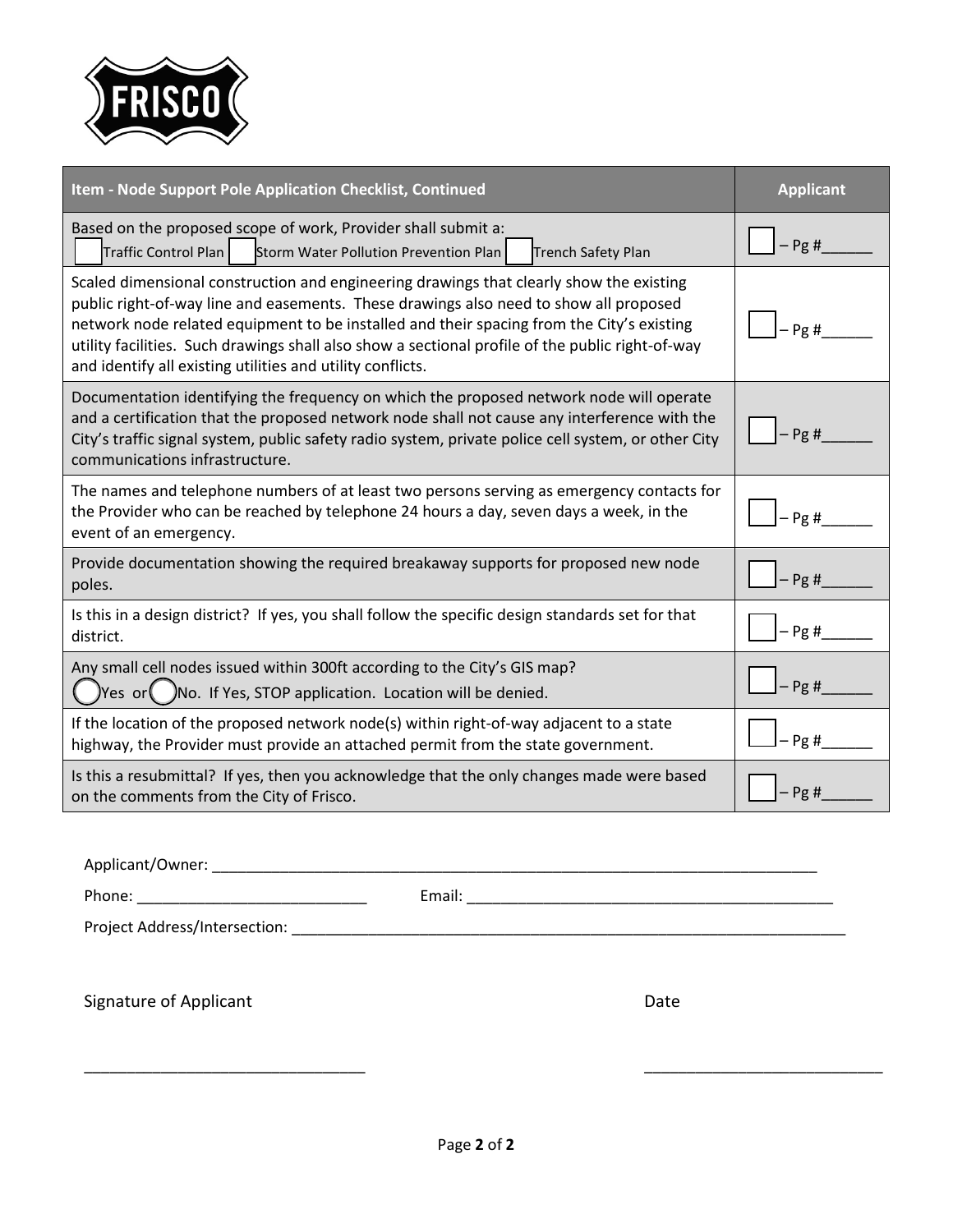| Item - Node Support Pole Application Checklist, Continued | Applicant |
|---|---|
| Based on the proposed scope of work, Provider shall submit a: ☐ Traffic Control Plan ☐ Storm Water Pollution Prevention Plan ☐ Trench Safety Plan | ☐ – Pg #______ |
| Scaled dimensional construction and engineering drawings that clearly show the existing public right-of-way line and easements. These drawings also need to show all proposed network node related equipment to be installed and their spacing from the City's existing utility facilities. Such drawings shall also show a sectional profile of the public right-of-way and identify all existing utilities and utility conflicts. | ☐ – Pg #______ |
| Documentation identifying the frequency on which the proposed network node will operate and a certification that the proposed network node shall not cause any interference with the City's traffic signal system, public safety radio system, private police cell system, or other City communications infrastructure. | ☐ – Pg #______ |
| The names and telephone numbers of at least two persons serving as emergency contacts for the Provider who can be reached by telephone 24 hours a day, seven days a week, in the event of an emergency. | ☐ – Pg #______ |
| Provide documentation showing the required breakaway supports for proposed new node poles. | ☐ – Pg #______ |
| Is this in a design district? If yes, you shall follow the specific design standards set for that district. | ☐ – Pg #______ |
| Any small cell nodes issued within 300ft according to the City's GIS map? ◯ Yes or ◯ No. If Yes, STOP application. Location will be denied. | ☐ – Pg #______ |
| If the location of the proposed network node(s) within right-of-way adjacent to a state highway, the Provider must provide an attached permit from the state government. | ☐ – Pg #______ |
| Is this a resubmittal? If yes, then you acknowledge that the only changes made were based on the comments from the City of Frisco. | ☐ – Pg #______ |

Applicant/Owner: ______________________________________________________________________________

Phone: ____________________________ Email: ____________________________________________

Project Address/Intersection: ______________________________________________________________________

Signature of Applicant _________________________________

Date ____________________________